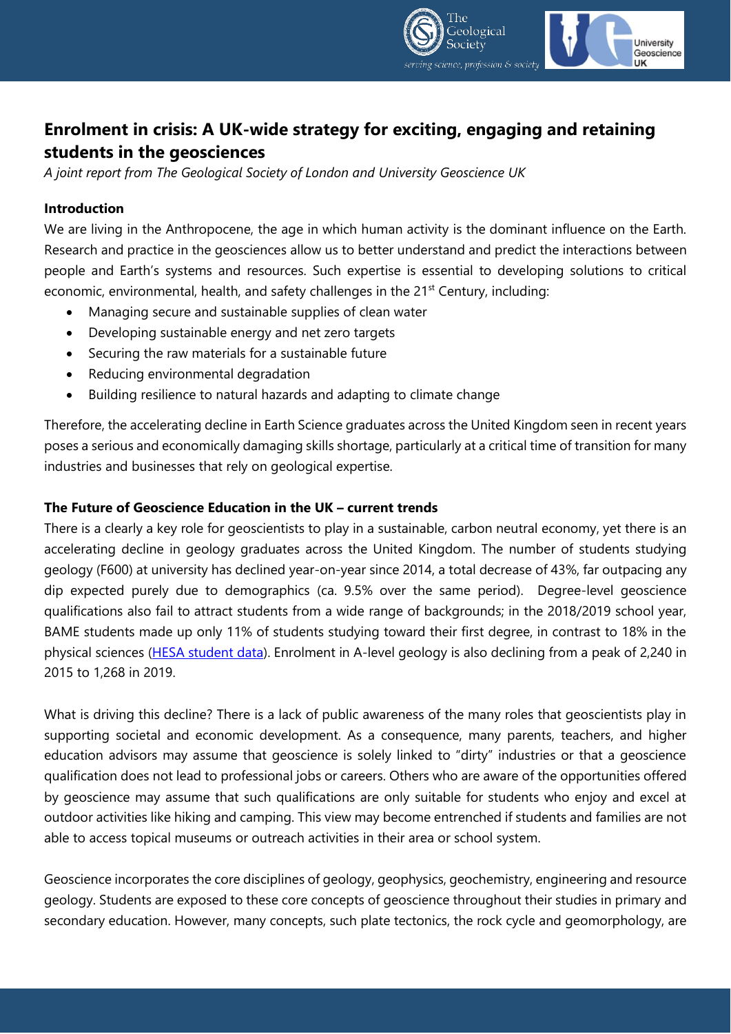# Enrolment in crisis: A UK-wide strategy for exciting, engaging and retaining students in the geosciences

*A joint report from The Geological Society of London and University Geoscience UK*

## Introduction

We are living in the Anthropocene, the age in which human activity is the dominant influence on the Earth. Research and practice in the geosciences allow us to better understand and predict the interactions between people and Earth's systems and resources. Such expertise is essential to developing solutions to critical economic, environmental, health, and safety challenges in the 21st Century, including:

- Managing secure and sustainable supplies of clean water
- Developing sustainable energy and net zero targets
- Securing the raw materials for a sustainable future
- Reducing environmental degradation
- Building resilience to natural hazards and adapting to climate change

Therefore, the accelerating decline in Earth Science graduates across the United Kingdom seen in recent years poses a serious and economically damaging skills shortage, particularly at a critical time of transition for many industries and businesses that rely on geological expertise.

## The Future of Geoscience Education in the UK – current trends

There is a clearly a key role for geoscientists to play in a sustainable, carbon neutral economy, yet there is an accelerating decline in geology graduates across the United Kingdom. The number of students studying geology (F600) at university has declined year-on-year since 2014, a total decrease of 43%, far outpacing any dip expected purely due to demographics (ca. 9.5% over the same period). Degree-level geoscience qualifications also fail to attract students from a wide range of backgrounds; in the 2018/2019 school year, BAME students made up only 11% of students studying toward their first degree, in contrast to 18% in the physical sciences (HESA student data). Enrolment in A-level geology is also declining from a peak of 2,240 in 2015 to 1,268 in 2019.

What is driving this decline? There is a lack of public awareness of the many roles that geoscientists play in supporting societal and economic development. As a consequence, many parents, teachers, and higher education advisors may assume that geoscience is solely linked to "dirty" industries or that a geoscience qualification does not lead to professional jobs or careers. Others who are aware of the opportunities offered by geoscience may assume that such qualifications are only suitable for students who enjoy and excel at outdoor activities like hiking and camping. This view may become entrenched if students and families are not able to access topical museums or outreach activities in their area or school system.

Geoscience incorporates the core disciplines of geology, geophysics, geochemistry, engineering and resource geology. Students are exposed to these core concepts of geoscience throughout their studies in primary and secondary education. However, many concepts, such plate tectonics, the rock cycle and geomorphology, are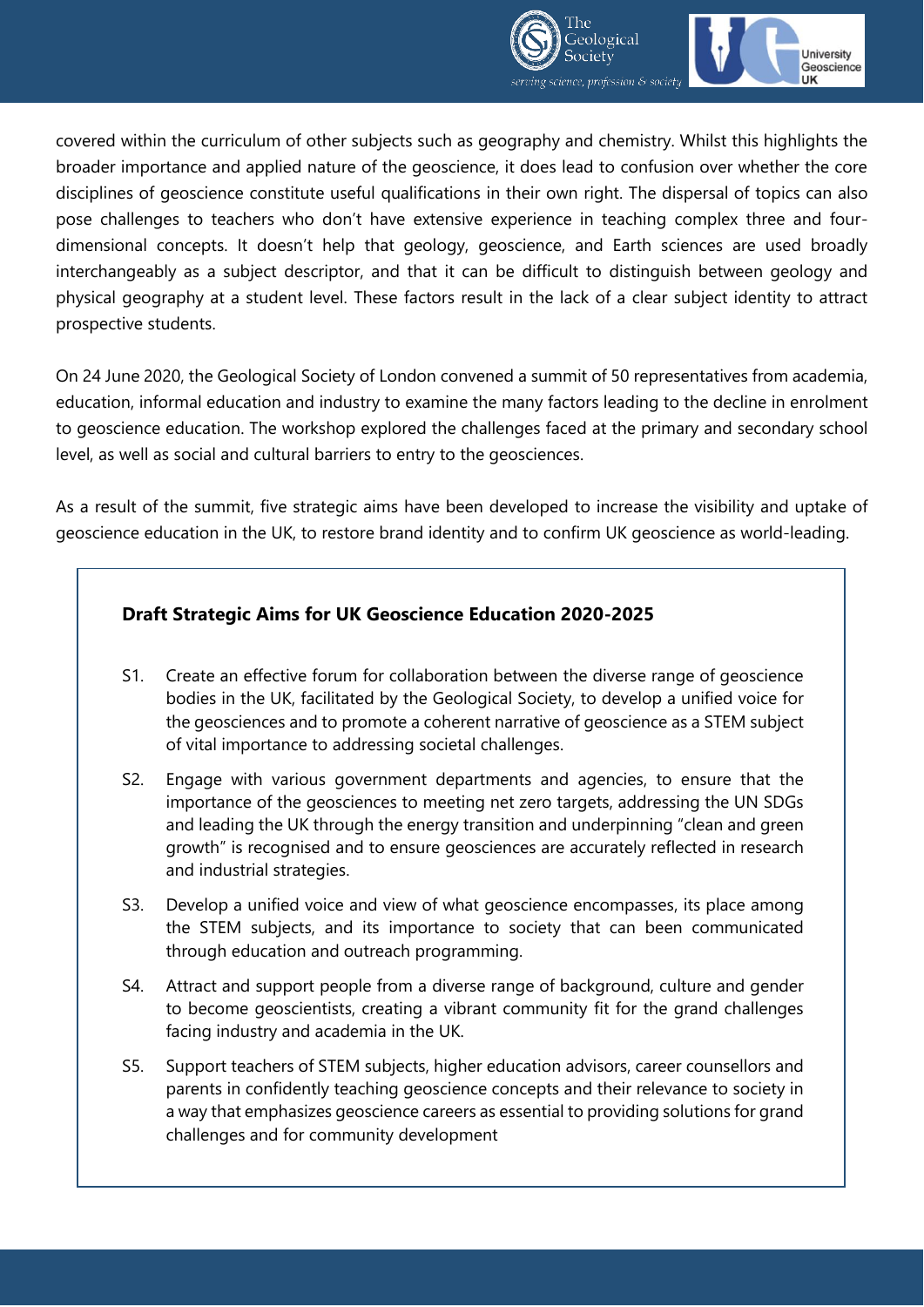covered within the curriculum of other subjects such as geography and chemistry. Whilst this highlights the broader importance and applied nature of the geoscience, it does lead to confusion over whether the core disciplines of geoscience constitute useful qualifications in their own right. The dispersal of topics can also pose challenges to teachers who don't have extensive experience in teaching complex three and four-dimensional concepts. It doesn't help that geology, geoscience, and Earth sciences are used broadly interchangeably as a subject descriptor, and that it can be difficult to distinguish between geology and physical geography at a student level. These factors result in the lack of a clear subject identity to attract prospective students.

On 24 June 2020, the Geological Society of London convened a summit of 50 representatives from academia, education, informal education and industry to examine the many factors leading to the decline in enrolment to geoscience education. The workshop explored the challenges faced at the primary and secondary school level, as well as social and cultural barriers to entry to the geosciences.

As a result of the summit, five strategic aims have been developed to increase the visibility and uptake of geoscience education in the UK, to restore brand identity and to confirm UK geoscience as world-leading.

**Draft Strategic Aims for UK Geoscience Education 2020-2025**

- S1. Create an effective forum for collaboration between the diverse range of geoscience bodies in the UK, facilitated by the Geological Society, to develop a unified voice for the geosciences and to promote a coherent narrative of geoscience as a STEM subject of vital importance to addressing societal challenges.
- S2. Engage with various government departments and agencies, to ensure that the importance of the geosciences to meeting net zero targets, addressing the UN SDGs and leading the UK through the energy transition and underpinning "clean and green growth" is recognised and to ensure geosciences are accurately reflected in research and industrial strategies.
- S3. Develop a unified voice and view of what geoscience encompasses, its place among the STEM subjects, and its importance to society that can been communicated through education and outreach programming.
- S4. Attract and support people from a diverse range of background, culture and gender to become geoscientists, creating a vibrant community fit for the grand challenges facing industry and academia in the UK.
- S5. Support teachers of STEM subjects, higher education advisors, career counsellors and parents in confidently teaching geoscience concepts and their relevance to society in a way that emphasizes geoscience careers as essential to providing solutions for grand challenges and for community development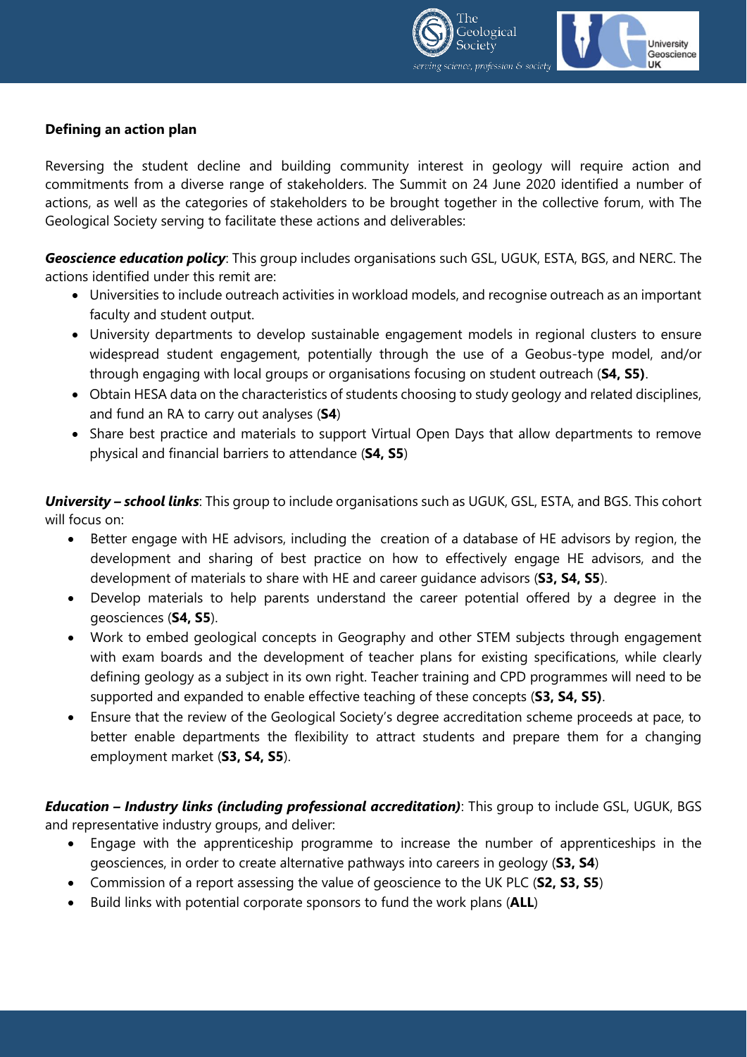**Defining an action plan**

Reversing the student decline and building community interest in geology will require action and commitments from a diverse range of stakeholders. The Summit on 24 June 2020 identified a number of actions, as well as the categories of stakeholders to be brought together in the collective forum, with The Geological Society serving to facilitate these actions and deliverables:

***Geoscience education policy***: This group includes organisations such GSL, UGUK, ESTA, BGS, and NERC. The actions identified under this remit are:

- Universities to include outreach activities in workload models, and recognise outreach as an important faculty and student output.
- University departments to develop sustainable engagement models in regional clusters to ensure widespread student engagement, potentially through the use of a Geobus-type model, and/or through engaging with local groups or organisations focusing on student outreach (**S4, S5)**.
- Obtain HESA data on the characteristics of students choosing to study geology and related disciplines, and fund an RA to carry out analyses (**S4**)
- Share best practice and materials to support Virtual Open Days that allow departments to remove physical and financial barriers to attendance (**S4, S5**)

***University – school links***: This group to include organisations such as UGUK, GSL, ESTA, and BGS. This cohort will focus on:

- Better engage with HE advisors, including the creation of a database of HE advisors by region, the development and sharing of best practice on how to effectively engage HE advisors, and the development of materials to share with HE and career guidance advisors (**S3, S4, S5**).
- Develop materials to help parents understand the career potential offered by a degree in the geosciences (**S4, S5**).
- Work to embed geological concepts in Geography and other STEM subjects through engagement with exam boards and the development of teacher plans for existing specifications, while clearly defining geology as a subject in its own right. Teacher training and CPD programmes will need to be supported and expanded to enable effective teaching of these concepts (**S3, S4, S5)**.
- Ensure that the review of the Geological Society's degree accreditation scheme proceeds at pace, to better enable departments the flexibility to attract students and prepare them for a changing employment market (**S3, S4, S5**).

***Education – Industry links (including professional accreditation)***: This group to include GSL, UGUK, BGS and representative industry groups, and deliver:

- Engage with the apprenticeship programme to increase the number of apprenticeships in the geosciences, in order to create alternative pathways into careers in geology (**S3, S4**)
- Commission of a report assessing the value of geoscience to the UK PLC (**S2, S3, S5**)
- Build links with potential corporate sponsors to fund the work plans (**ALL**)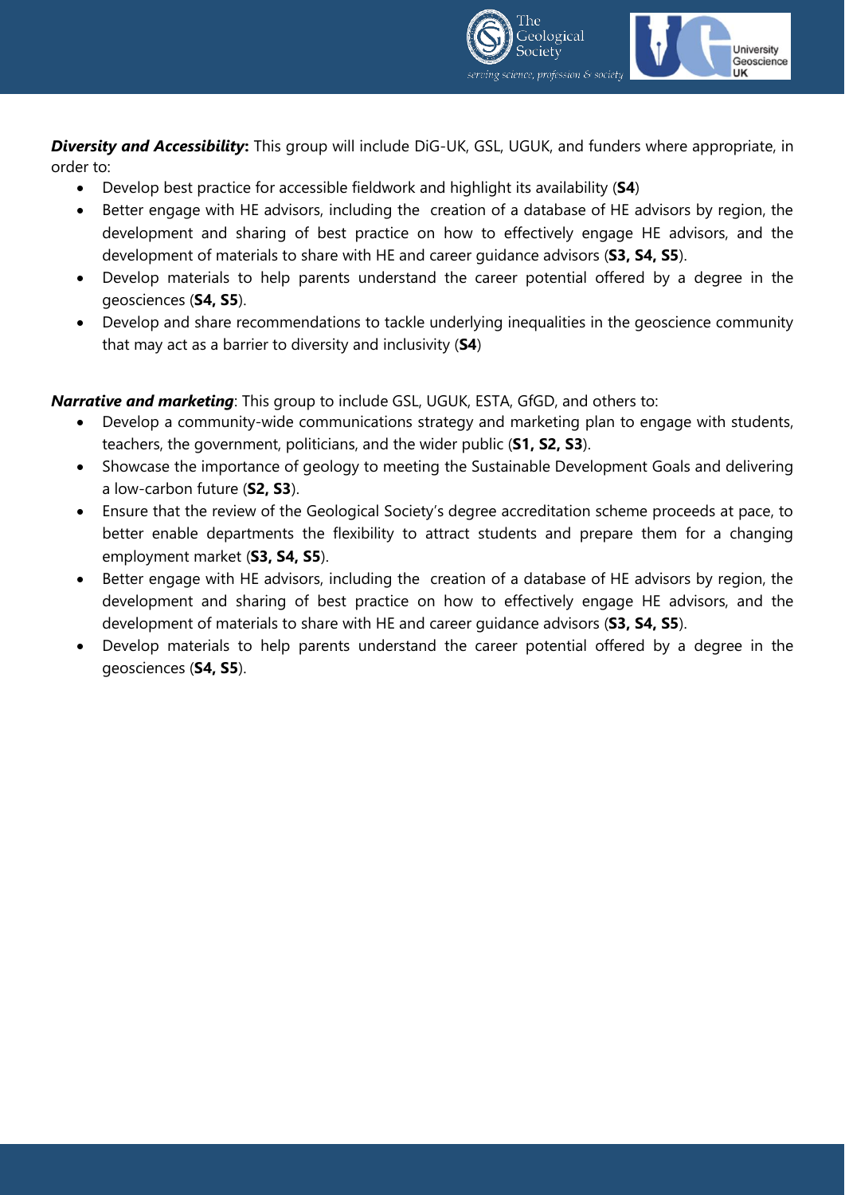***Diversity and Accessibility*****:** This group will include DiG-UK, GSL, UGUK, and funders where appropriate, in order to:

- Develop best practice for accessible fieldwork and highlight its availability (**S4**)
- Better engage with HE advisors, including the creation of a database of HE advisors by region, the development and sharing of best practice on how to effectively engage HE advisors, and the development of materials to share with HE and career guidance advisors (**S3, S4, S5**).
- Develop materials to help parents understand the career potential offered by a degree in the geosciences (**S4, S5**).
- Develop and share recommendations to tackle underlying inequalities in the geoscience community that may act as a barrier to diversity and inclusivity (**S4**)

***Narrative and marketing***: This group to include GSL, UGUK, ESTA, GfGD, and others to:

- Develop a community-wide communications strategy and marketing plan to engage with students, teachers, the government, politicians, and the wider public (**S1, S2, S3**).
- Showcase the importance of geology to meeting the Sustainable Development Goals and delivering a low-carbon future (**S2, S3**).
- Ensure that the review of the Geological Society's degree accreditation scheme proceeds at pace, to better enable departments the flexibility to attract students and prepare them for a changing employment market (**S3, S4, S5**).
- Better engage with HE advisors, including the creation of a database of HE advisors by region, the development and sharing of best practice on how to effectively engage HE advisors, and the development of materials to share with HE and career guidance advisors (**S3, S4, S5**).
- Develop materials to help parents understand the career potential offered by a degree in the geosciences (**S4, S5**).